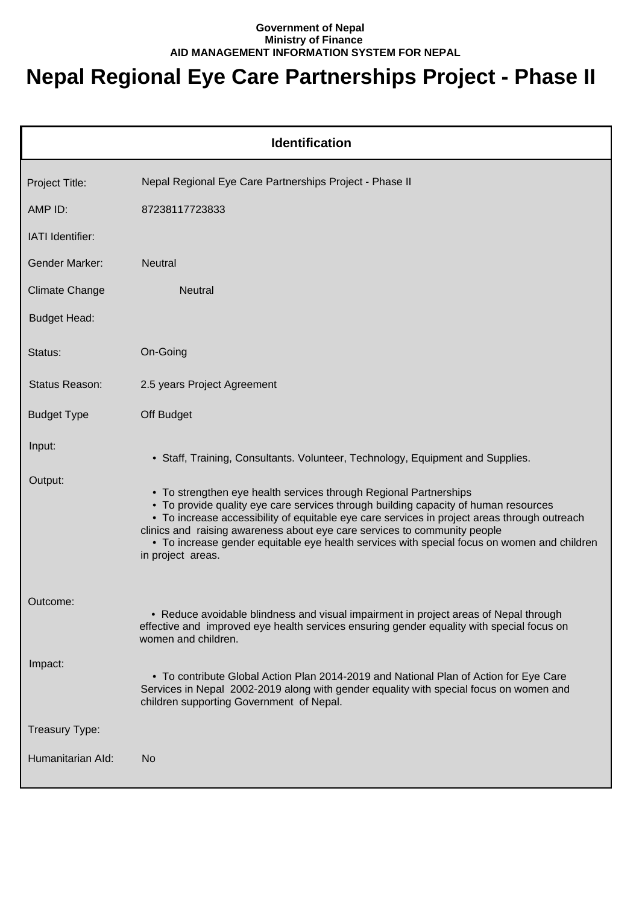**Government of Nepal**
**Ministry of Finance**
**AID MANAGEMENT INFORMATION SYSTEM FOR NEPAL**

# Nepal Regional Eye Care Partnerships Project - Phase II

## Identification

| | |
|---|---|
| Project Title: | Nepal Regional Eye Care Partnerships Project - Phase II |
| AMP ID: | 87238117723833 |
| IATI Identifier: | |
| Gender Marker: | Neutral |
| Climate Change | Neutral |
| Budget Head: | |
| Status: | On-Going |
| Status Reason: | 2.5 years Project Agreement |
| Budget Type | Off Budget |
| Input: | • Staff, Training, Consultants. Volunteer, Technology, Equipment and Supplies. |
| Output: | • To strengthen eye health services through Regional Partnerships<br>• To provide quality eye care services through building capacity of human resources<br>• To increase accessibility of equitable eye care services in project areas through outreach clinics and raising awareness about eye care services to community people<br>• To increase gender equitable eye health services with special focus on women and children in project areas. |
| Outcome: | • Reduce avoidable blindness and visual impairment in project areas of Nepal through effective and improved eye health services ensuring gender equality with special focus on women and children. |
| Impact: | • To contribute Global Action Plan 2014-2019 and National Plan of Action for Eye Care Services in Nepal 2002-2019 along with gender equality with special focus on women and children supporting Government of Nepal. |
| Treasury Type: | |
| Humanitarian AId: | No |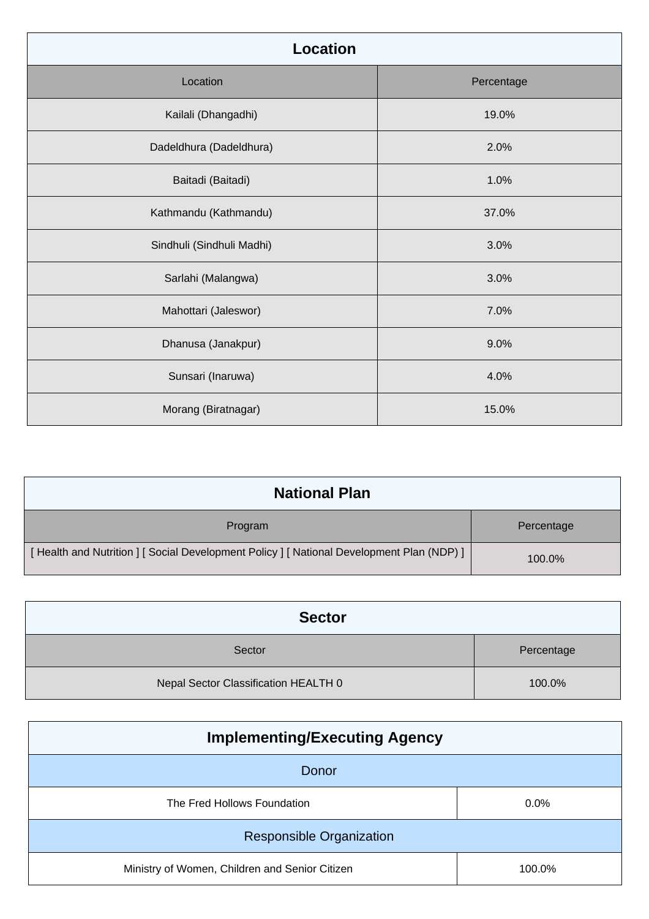## Location

| Location | Percentage |
| --- | --- |
| Kailali (Dhangadhi) | 19.0% |
| Dadeldhura (Dadeldhura) | 2.0% |
| Baitadi (Baitadi) | 1.0% |
| Kathmandu (Kathmandu) | 37.0% |
| Sindhuli (Sindhuli Madhi) | 3.0% |
| Sarlahi (Malangwa) | 3.0% |
| Mahottari (Jaleswor) | 7.0% |
| Dhanusa (Janakpur) | 9.0% |
| Sunsari (Inaruwa) | 4.0% |
| Morang (Biratnagar) | 15.0% |

## National Plan

| Program | Percentage |
| --- | --- |
| [ Health and Nutrition ] [ Social Development Policy ] [ National Development Plan (NDP) ] | 100.0% |

## Sector

| Sector | Percentage |
| --- | --- |
| Nepal Sector Classification HEALTH 0 | 100.0% |

## Implementing/Executing Agency

| Donor | |
| --- | --- |
| The Fred Hollows Foundation | 0.0% |
| **Responsible Organization** | |
| Ministry of Women, Children and Senior Citizen | 100.0% |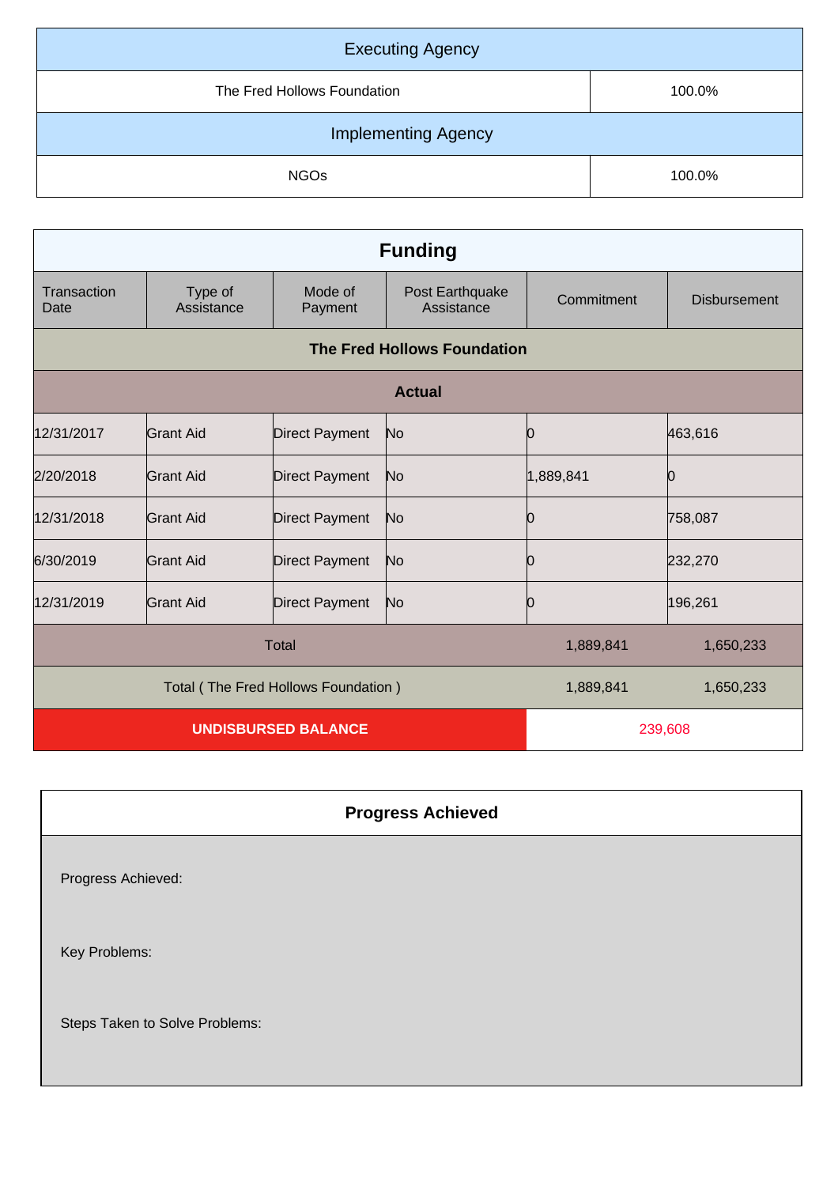| Executing Agency | |
|---|---|
| The Fred Hollows Foundation | 100.0% |

| Implementing Agency | |
|---|---|
| NGOs | 100.0% |

## Funding

| Transaction Date | Type of Assistance | Mode of Payment | Post Earthquake Assistance | Commitment | Disbursement |
|---|---|---|---|---|---|
| **The Fred Hollows Foundation** | | | | | |
| **Actual** | | | | | |
| 12/31/2017 | Grant Aid | Direct Payment | No | 0 | 463,616 |
| 2/20/2018 | Grant Aid | Direct Payment | No | 1,889,841 | 0 |
| 12/31/2018 | Grant Aid | Direct Payment | No | 0 | 758,087 |
| 6/30/2019 | Grant Aid | Direct Payment | No | 0 | 232,270 |
| 12/31/2019 | Grant Aid | Direct Payment | No | 0 | 196,261 |
| Total | | | | 1,889,841 | 1,650,233 |
| Total ( The Fred Hollows Foundation ) | | | | 1,889,841 | 1,650,233 |
| **UNDISBURSED BALANCE** | | | | 239,608 | |

## Progress Achieved

Progress Achieved:

Key Problems:

Steps Taken to Solve Problems: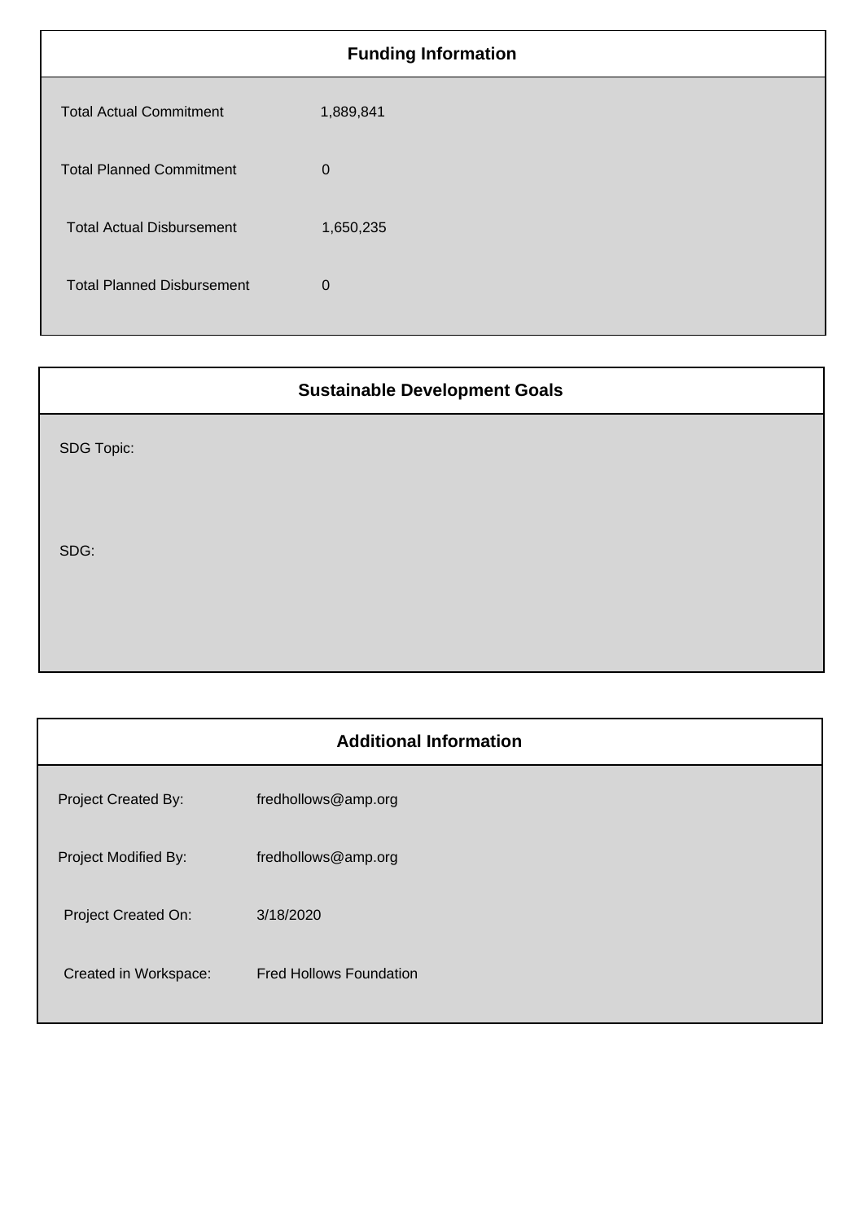## Funding Information

| | |
|---|---|
| Total Actual Commitment | 1,889,841 |
| Total Planned Commitment | 0 |
| Total Actual Disbursement | 1,650,235 |
| Total Planned Disbursement | 0 |

## Sustainable Development Goals

SDG Topic:

SDG:

## Additional Information

| | |
|---|---|
| Project Created By: | fredhollows@amp.org |
| Project Modified By: | fredhollows@amp.org |
| Project Created On: | 3/18/2020 |
| Created in Workspace: | Fred Hollows Foundation |